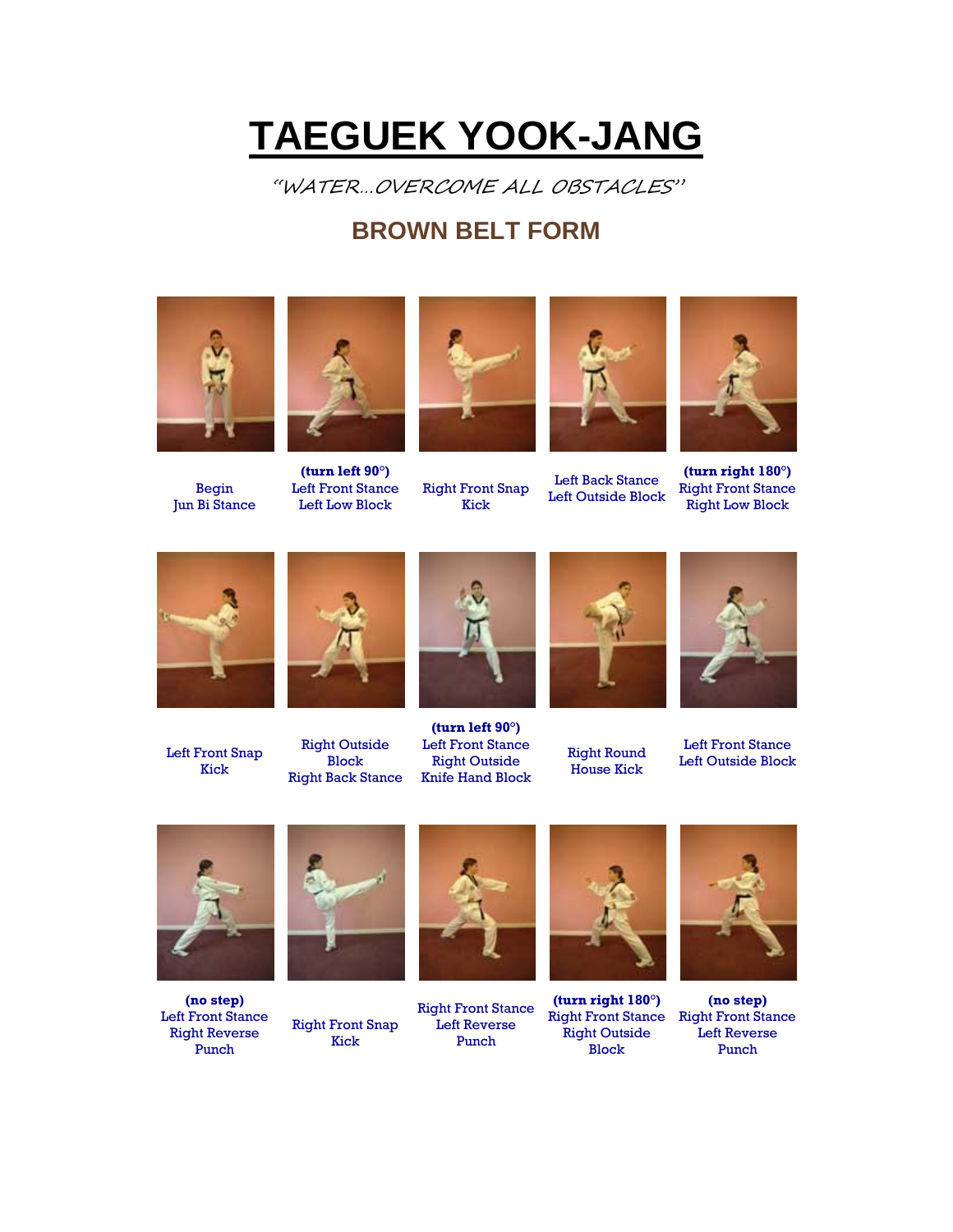# TAEGUEK YOOK-JANG

*"WATER…OVERCOME ALL OBSTACLES"*

## BROWN BELT FORM

Begin
Jun Bi Stance

**(turn left 90°)**
Left Front Stance
Left Low Block

Right Front Snap Kick

Left Back Stance
Left Outside Block

**(turn right 180°)**
Right Front Stance
Right Low Block

Left Front Snap Kick

Right Outside Block
Right Back Stance

**(turn left 90°)**
Left Front Stance
Right Outside Knife Hand Block

Right Round House Kick

Left Front Stance
Left Outside Block

**(no step)**
Left Front Stance
Right Reverse Punch

Right Front Snap Kick

Right Front Stance
Left Reverse Punch

**(turn right 180°)**
Right Front Stance
Right Outside Block

**(no step)**
Right Front Stance
Left Reverse Punch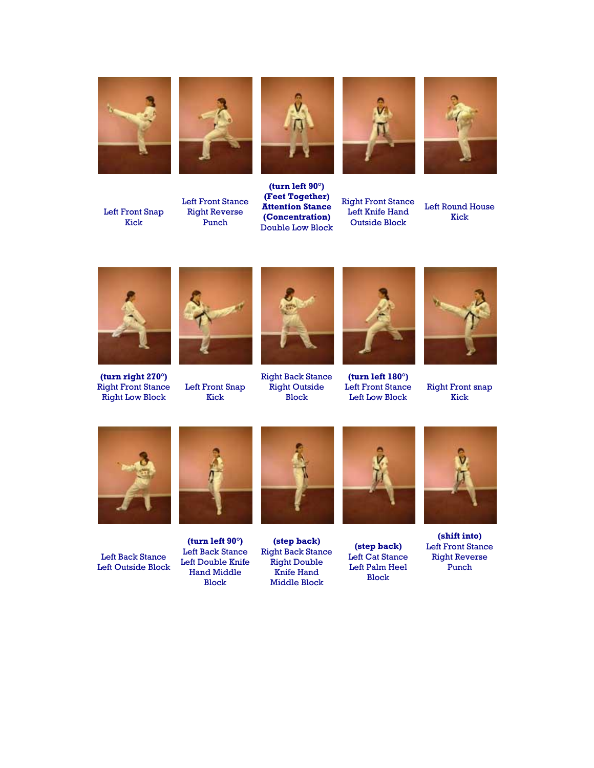Left Front Snap Kick

Left Front Stance
Right Reverse Punch

**(turn left 90°)**
**(Feet Together)**
**Attention Stance**
**(Concentration)**
Double Low Block

Right Front Stance
Left Knife Hand Outside Block

Left Round House Kick

**(turn right 270°)**
Right Front Stance
Right Low Block

Left Front Snap Kick

Right Back Stance
Right Outside Block

**(turn left 180°)**
Left Front Stance
Left Low Block

Right Front snap Kick

Left Back Stance
Left Outside Block

**(turn left 90°)**
Left Back Stance
Left Double Knife Hand Middle Block

**(step back)**
Right Back Stance
Right Double Knife Hand Middle Block

**(step back)**
Left Cat Stance
Left Palm Heel Block

**(shift into)**
Left Front Stance
Right Reverse Punch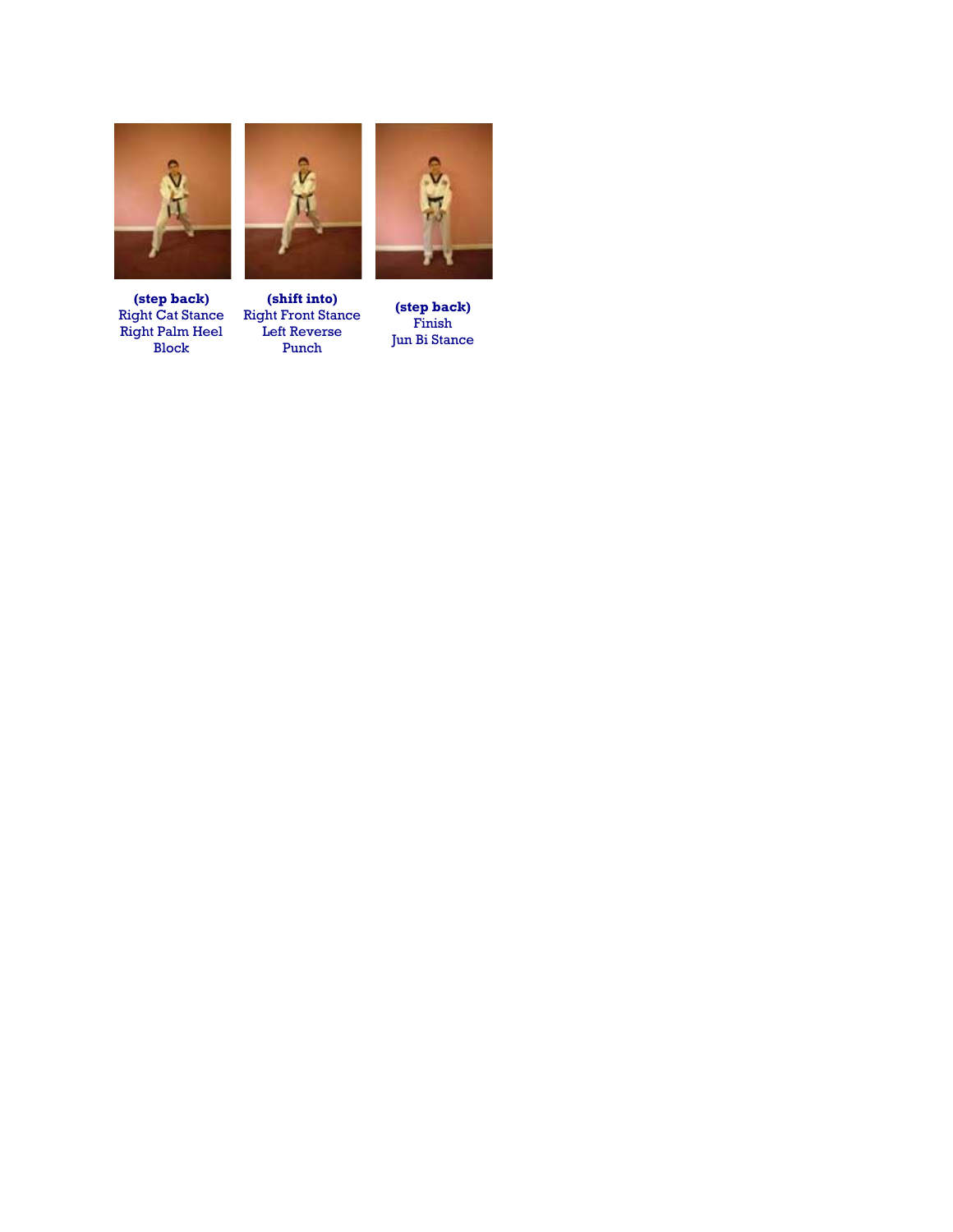**(step back)**
Right Cat Stance
Right Palm Heel
Block

**(shift into)**
Right Front Stance
Left Reverse
Punch

**(step back)**
Finish
Jun Bi Stance